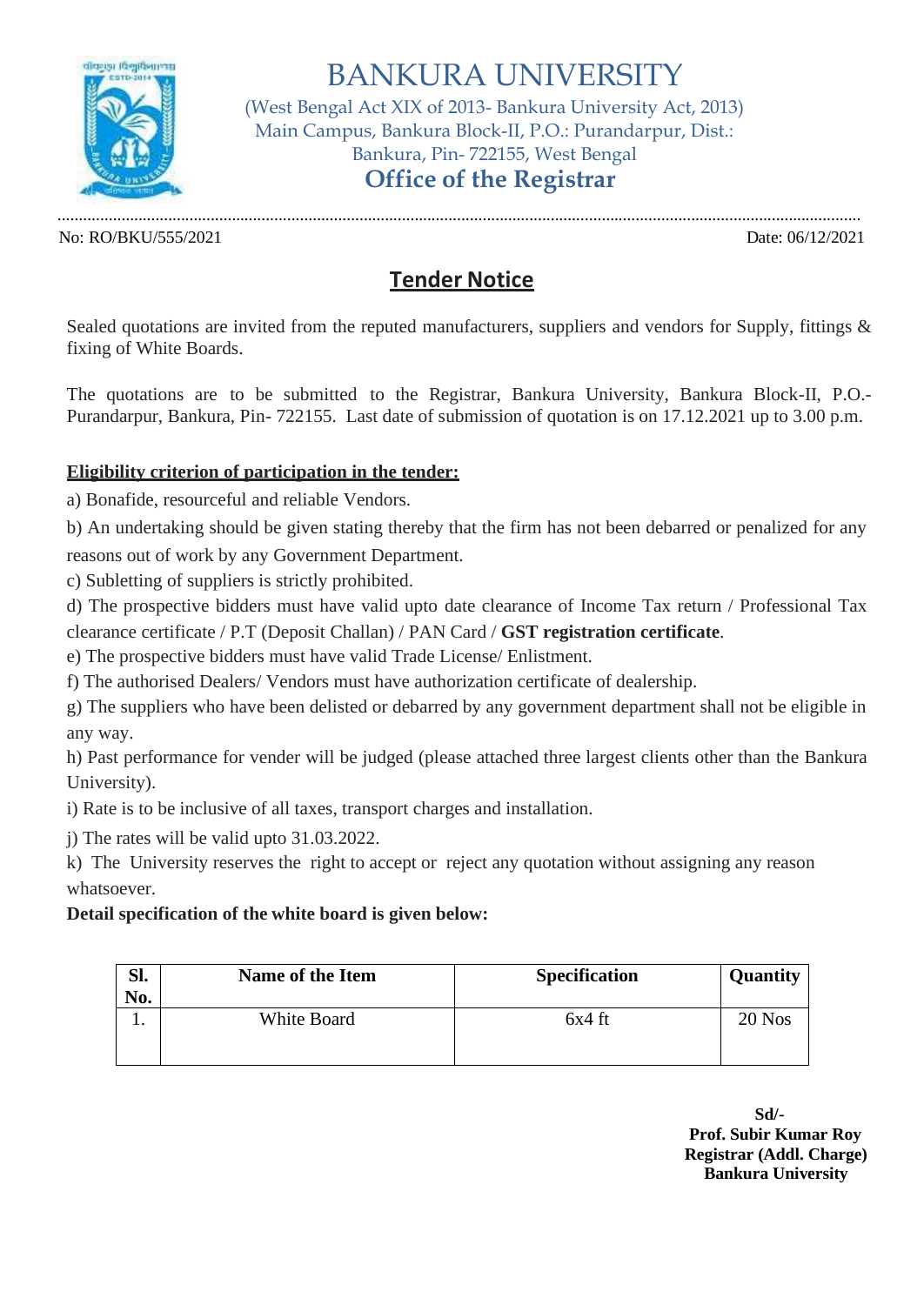# BANKURA UNIVERSITY

(West Bengal Act XIX of 2013- Bankura University Act, 2013)
Main Campus, Bankura Block-II, P.O.: Purandarpur, Dist.: Bankura, Pin- 722155, West Bengal

## Office of the Registrar

No: RO/BKU/555/2021

Date: 06/12/2021

## Tender Notice

Sealed quotations are invited from the reputed manufacturers, suppliers and vendors for Supply, fittings & fixing of White Boards.

The quotations are to be submitted to the Registrar, Bankura University, Bankura Block-II, P.O.- Purandarpur, Bankura, Pin- 722155. Last date of submission of quotation is on 17.12.2021 up to 3.00 p.m.

**Eligibility criterion of participation in the tender:**

a) Bonafide, resourceful and reliable Vendors.

b) An undertaking should be given stating thereby that the firm has not been debarred or penalized for any reasons out of work by any Government Department.

c) Subletting of suppliers is strictly prohibited.

d) The prospective bidders must have valid upto date clearance of Income Tax return / Professional Tax clearance certificate / P.T (Deposit Challan) / PAN Card / **GST registration certificate**.

e) The prospective bidders must have valid Trade License/ Enlistment.

f) The authorised Dealers/ Vendors must have authorization certificate of dealership.

g) The suppliers who have been delisted or debarred by any government department shall not be eligible in any way.

h) Past performance for vender will be judged (please attached three largest clients other than the Bankura University).

i) Rate is to be inclusive of all taxes, transport charges and installation.

j) The rates will be valid upto 31.03.2022.

k) The University reserves the right to accept or reject any quotation without assigning any reason whatsoever.

**Detail specification of the white board is given below:**

| Sl. No. | Name of the Item | Specification | Quantity |
|---|---|---|---|
| 1. | White Board | 6x4 ft | 20 Nos |

**Sd/-**
**Prof. Subir Kumar Roy**
**Registrar (Addl. Charge)**
**Bankura University**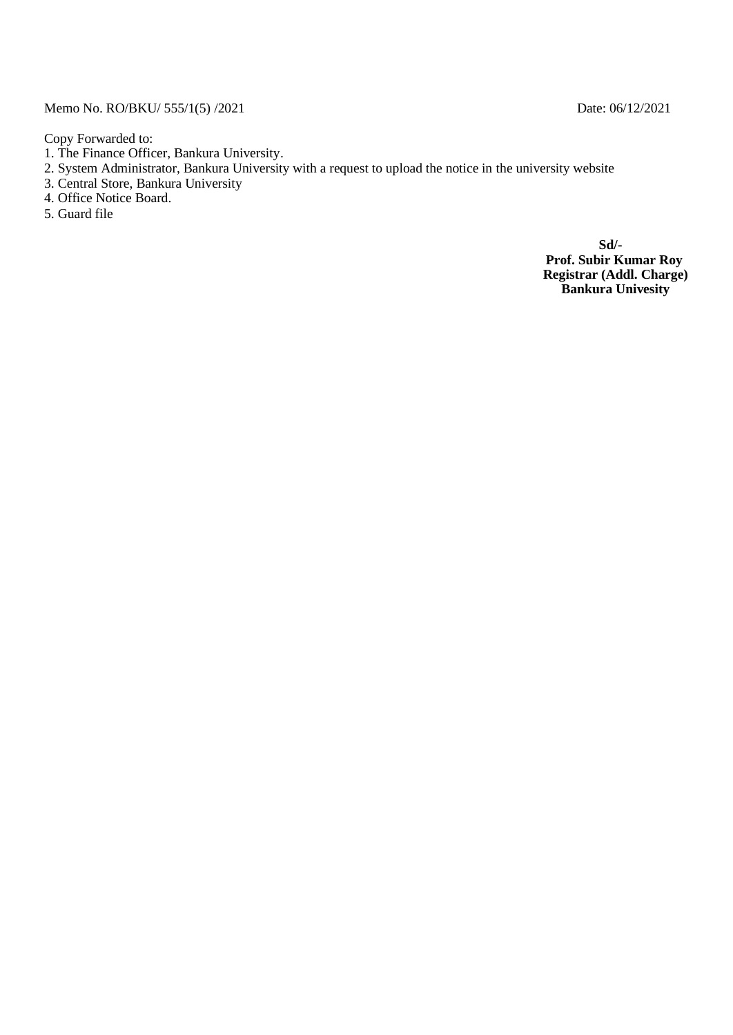Memo No. RO/BKU/ 555/1(5) /2021 Date: 06/12/2021

Copy Forwarded to:

1. The Finance Officer, Bankura University.
2. System Administrator, Bankura University with a request to upload the notice in the university website
3. Central Store, Bankura University
4. Office Notice Board.
5. Guard file

**Sd/-**
**Prof. Subir Kumar Roy**
**Registrar (Addl. Charge)**
**Bankura Univesity**